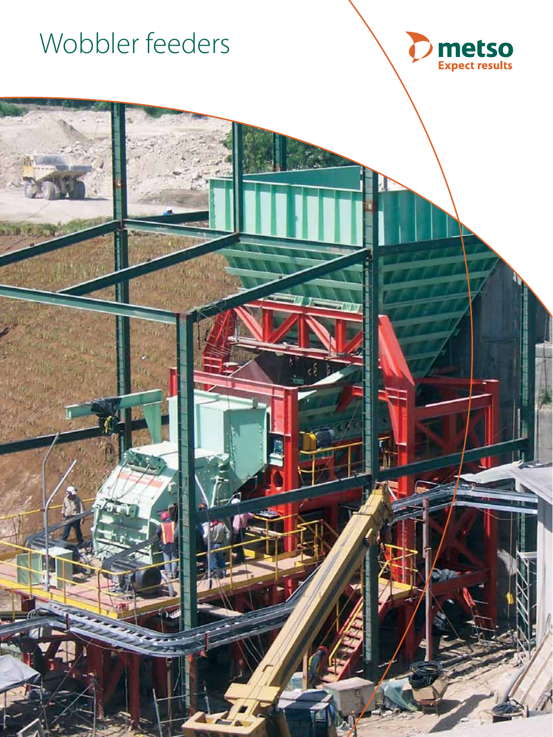# Wobbler feeders

metso
Expect results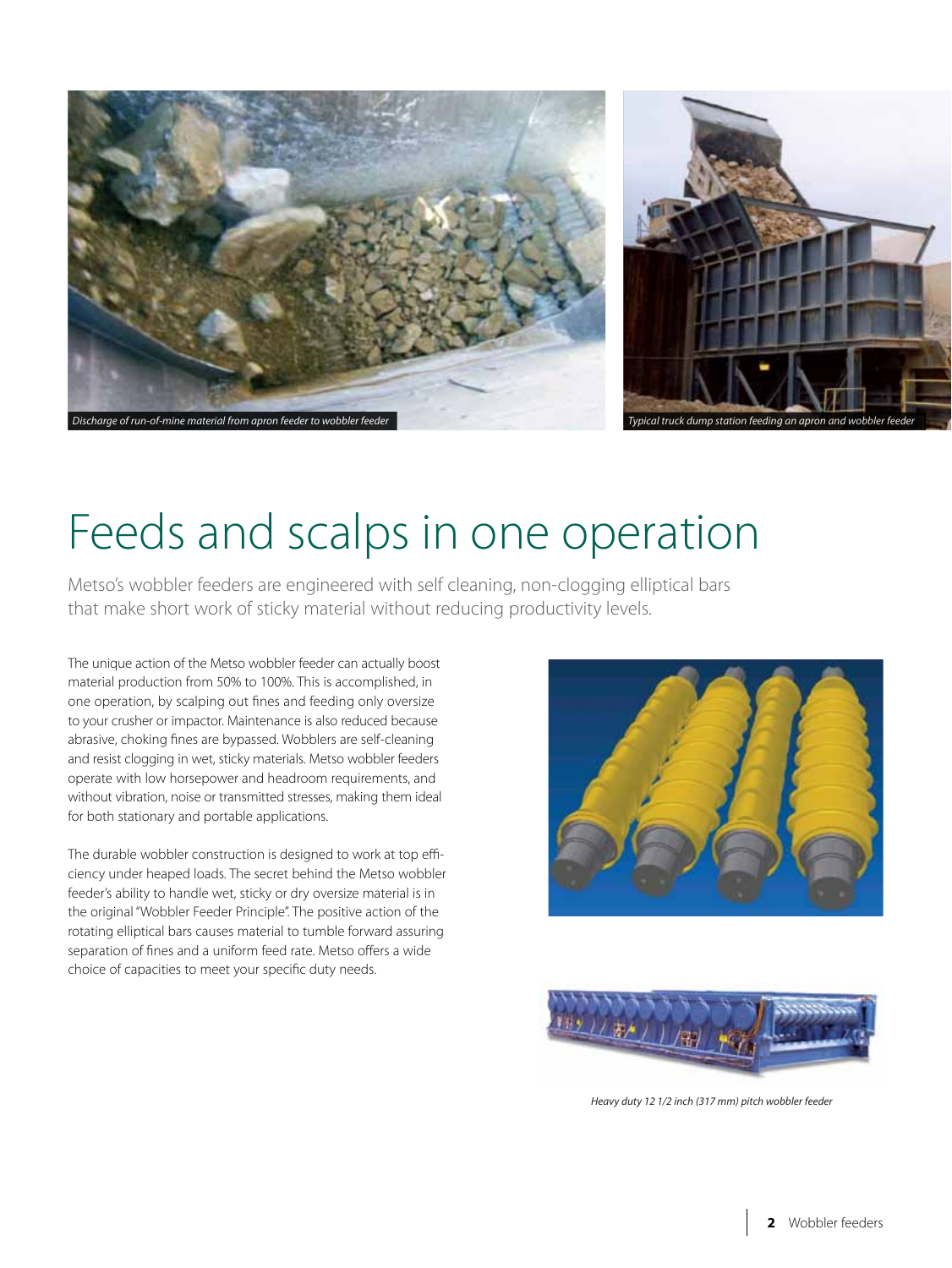*Discharge of run-of-mine material from apron feeder to wobbler feeder*

*Typical truck dump station feeding an apron and wobbler feeder*

# Feeds and scalps in one operation

Metso's wobbler feeders are engineered with self cleaning, non-clogging elliptical bars that make short work of sticky material without reducing productivity levels.

The unique action of the Metso wobbler feeder can actually boost material production from 50% to 100%. This is accomplished, in one operation, by scalping out fines and feeding only oversize to your crusher or impactor. Maintenance is also reduced because abrasive, choking fines are bypassed. Wobblers are self-cleaning and resist clogging in wet, sticky materials. Metso wobbler feeders operate with low horsepower and headroom requirements, and without vibration, noise or transmitted stresses, making them ideal for both stationary and portable applications.

The durable wobbler construction is designed to work at top efficiency under heaped loads. The secret behind the Metso wobbler feeder's ability to handle wet, sticky or dry oversize material is in the original "Wobbler Feeder Principle". The positive action of the rotating elliptical bars causes material to tumble forward assuring separation of fines and a uniform feed rate. Metso offers a wide choice of capacities to meet your specific duty needs.

*Heavy duty 12 1/2 inch (317 mm) pitch wobbler feeder*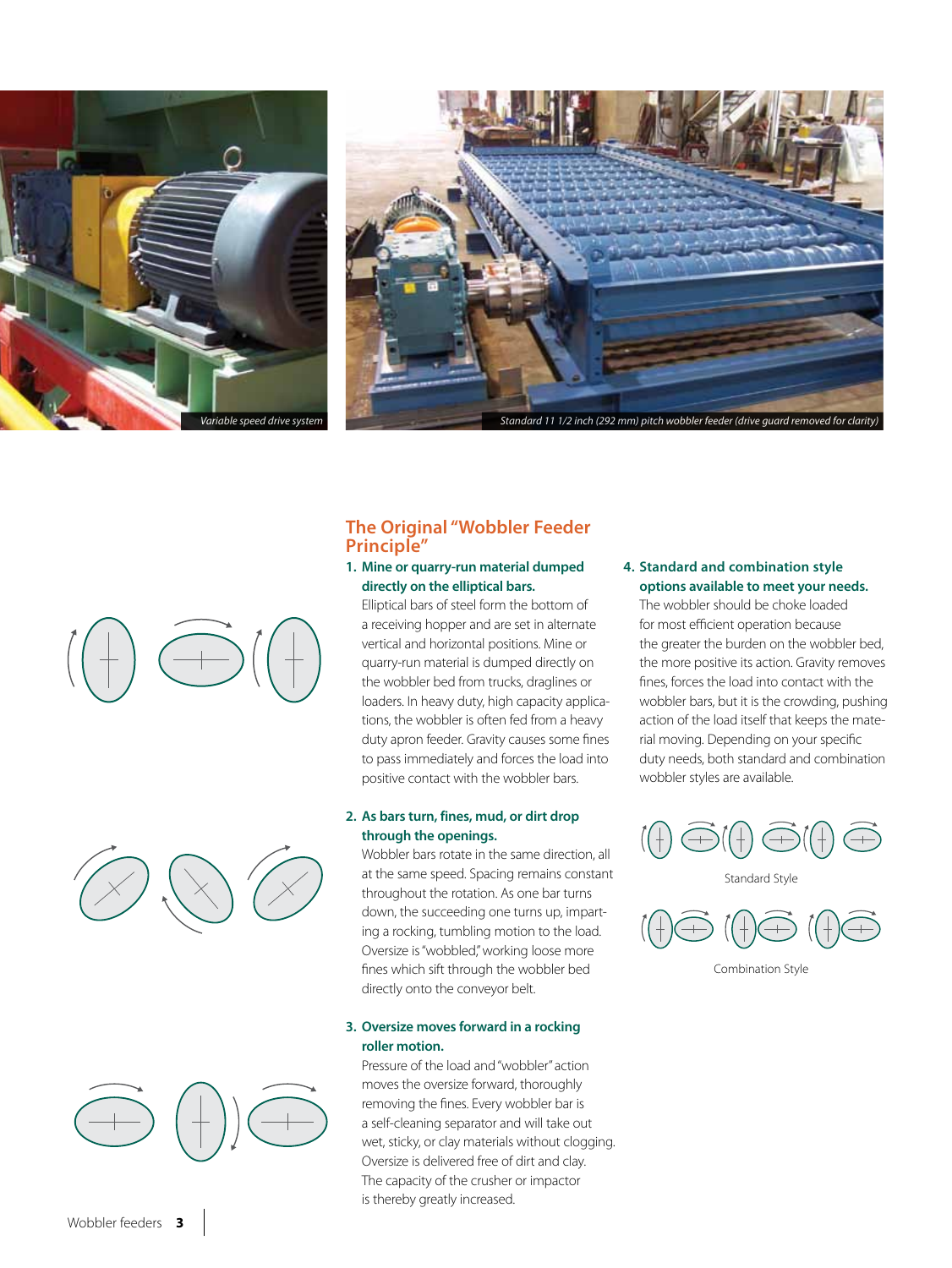Variable speed drive system

Standard 11 1/2 inch (292 mm) pitch wobbler feeder (drive guard removed for clarity)

## The Original "Wobbler Feeder Principle"

**1. Mine or quarry-run material dumped directly on the elliptical bars.**

Elliptical bars of steel form the bottom of a receiving hopper and are set in alternate vertical and horizontal positions. Mine or quarry-run material is dumped directly on the wobbler bed from trucks, draglines or loaders. In heavy duty, high capacity applications, the wobbler is often fed from a heavy duty apron feeder. Gravity causes some fines to pass immediately and forces the load into positive contact with the wobbler bars.

**2. As bars turn, fines, mud, or dirt drop through the openings.**

Wobbler bars rotate in the same direction, all at the same speed. Spacing remains constant throughout the rotation. As one bar turns down, the succeeding one turns up, imparting a rocking, tumbling motion to the load. Oversize is "wobbled," working loose more fines which sift through the wobbler bed directly onto the conveyor belt.

**3. Oversize moves forward in a rocking roller motion.**

Pressure of the load and "wobbler" action moves the oversize forward, thoroughly removing the fines. Every wobbler bar is a self-cleaning separator and will take out wet, sticky, or clay materials without clogging. Oversize is delivered free of dirt and clay. The capacity of the crusher or impactor is thereby greatly increased.

**4. Standard and combination style options available to meet your needs.**

The wobbler should be choke loaded for most efficient operation because the greater the burden on the wobbler bed, the more positive its action. Gravity removes fines, forces the load into contact with the wobbler bars, but it is the crowding, pushing action of the load itself that keeps the material moving. Depending on your specific duty needs, both standard and combination wobbler styles are available.

Standard Style

Combination Style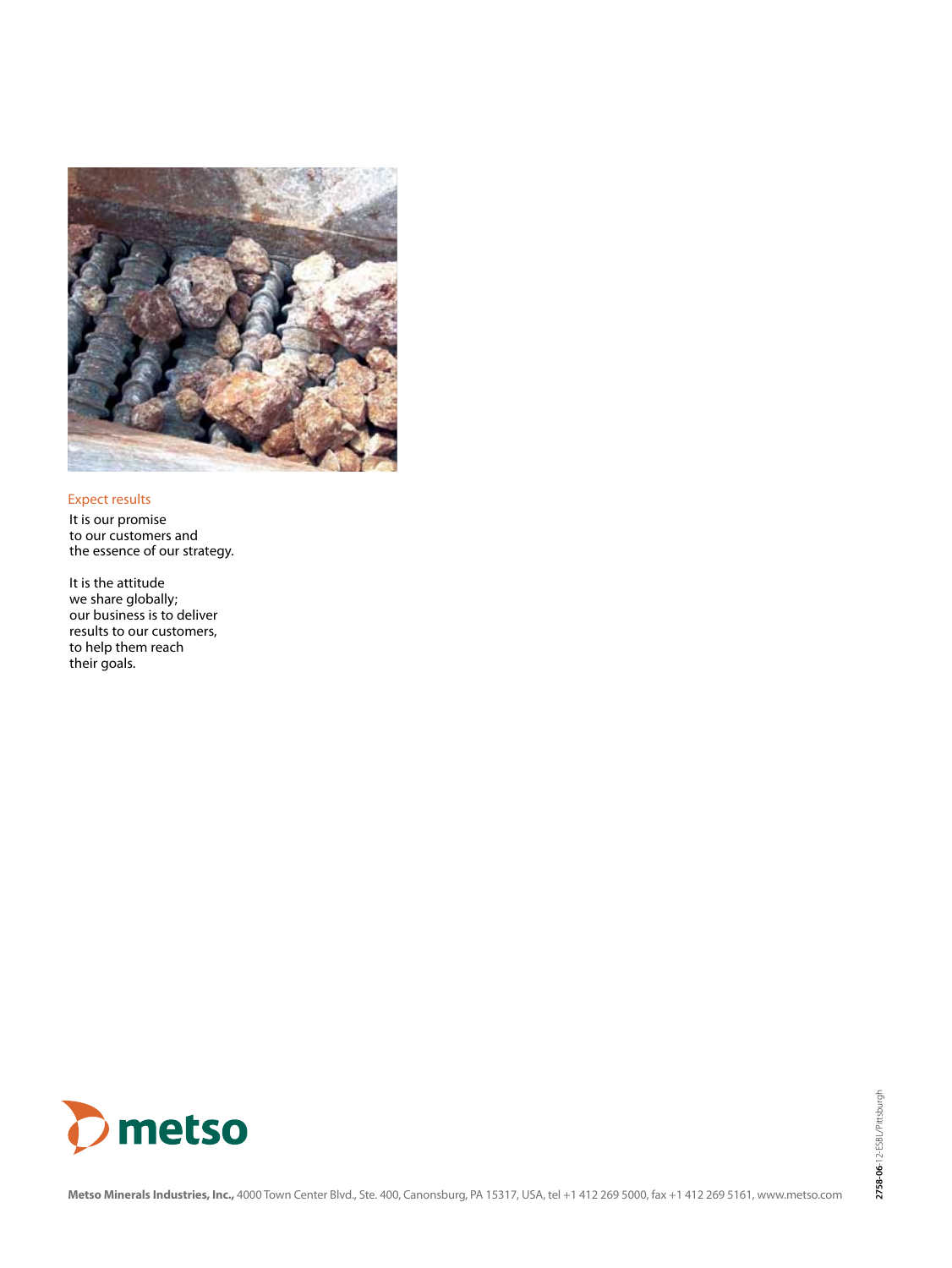Expect results

It is our promise
to our customers and
the essence of our strategy.

It is the attitude
we share globally;
our business is to deliver
results to our customers,
to help them reach
their goals.

metso

**Metso Minerals Industries, Inc.,** 4000 Town Center Blvd., Ste. 400, Canonsburg, PA 15317, USA, tel +1 412 269 5000, fax +1 412 269 5161, www.metso.com

**2758-06**-12-ESBL/Pittsburgh